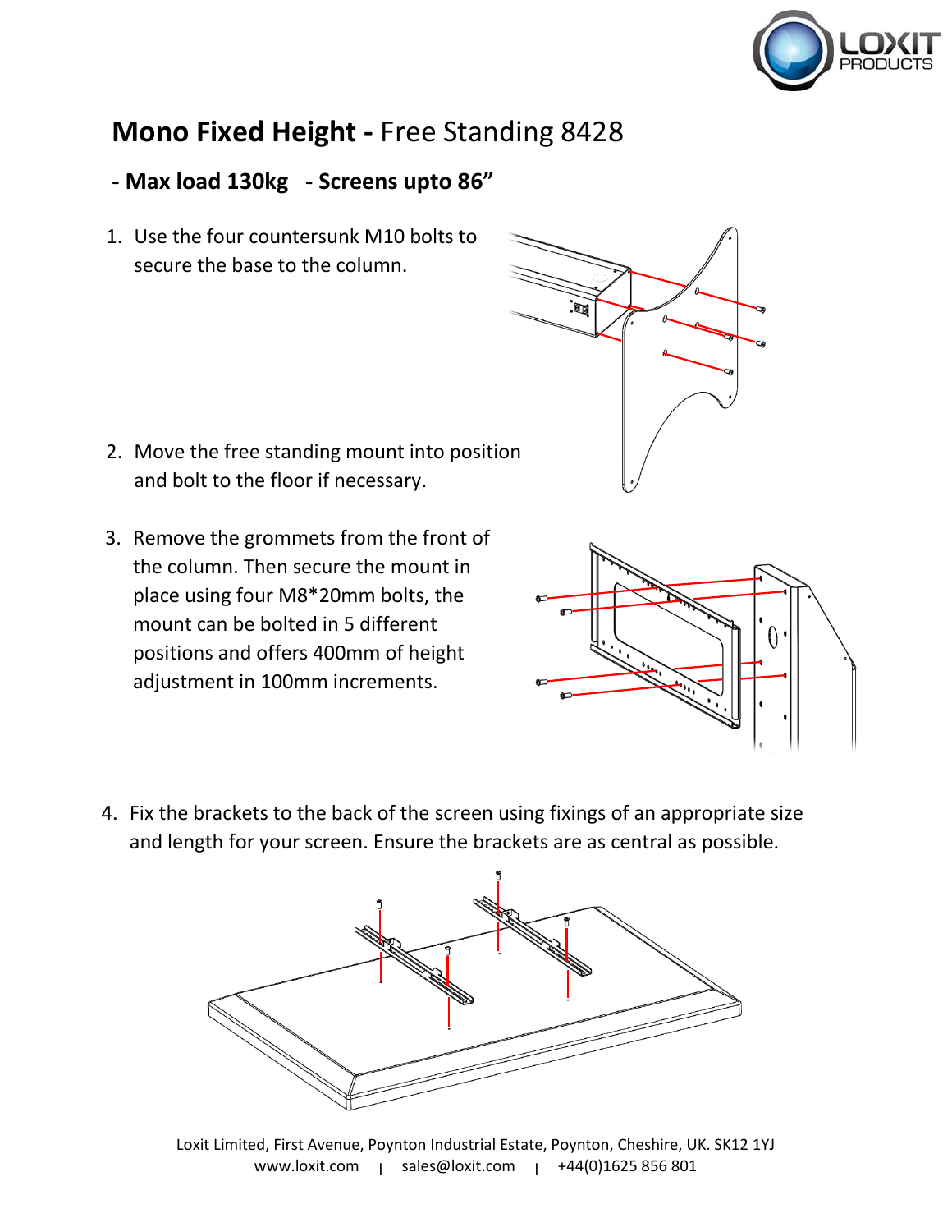# **Mono Fixed Height -** Free Standing 8428

## - Max load 130kg - Screens upto 86”

1. Use the four countersunk M10 bolts to secure the base to the column.
2. Move the free standing mount into position and bolt to the floor if necessary.
3. Remove the grommets from the front of the column. Then secure the mount in place using four M8*20mm bolts, the mount can be bolted in 5 different positions and offers 400mm of height adjustment in 100mm increments.
4. Fix the brackets to the back of the screen using fixings of an appropriate size and length for your screen. Ensure the brackets are as central as possible.

Loxit Limited, First Avenue, Poynton Industrial Estate, Poynton, Cheshire, UK. SK12 1YJ
www.loxit.com | sales@loxit.com | +44(0)1625 856 801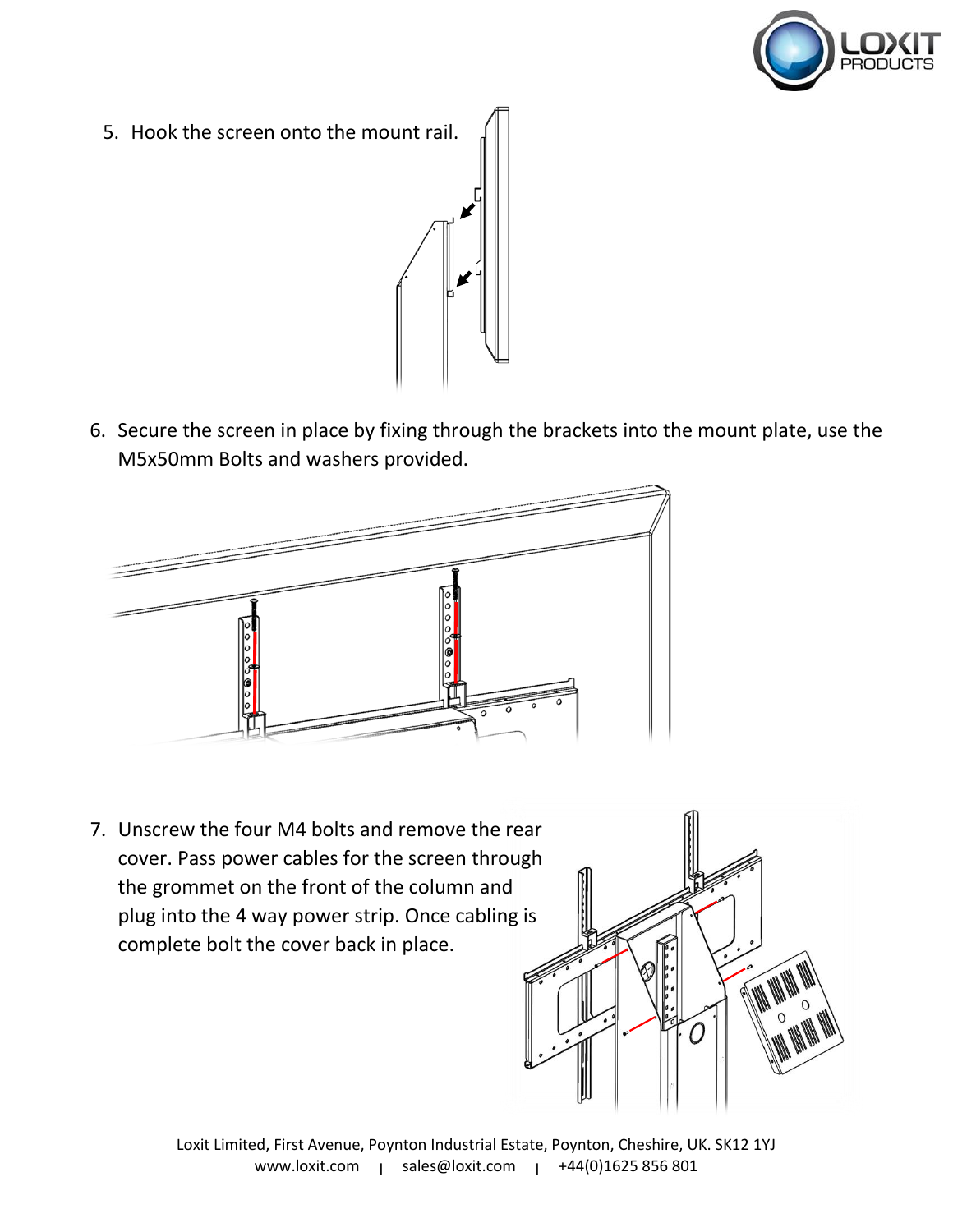5. Hook the screen onto the mount rail.

6. Secure the screen in place by fixing through the brackets into the mount plate, use the M5x50mm Bolts and washers provided.

7. Unscrew the four M4 bolts and remove the rear cover. Pass power cables for the screen through the grommet on the front of the column and plug into the 4 way power strip. Once cabling is complete bolt the cover back in place.

Loxit Limited, First Avenue, Poynton Industrial Estate, Poynton, Cheshire, UK. SK12 1YJ
www.loxit.com | sales@loxit.com | +44(0)1625 856 801